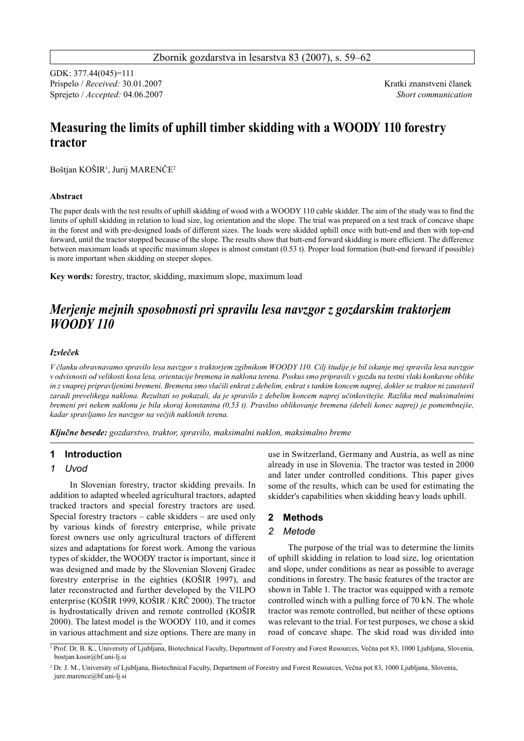GDK: 377.44(045)=111
Prispelo / *Received:* 30.01.2007
Sprejeto / *Accepted:* 04.06.2007

Kratki znanstveni članek
*Short communication*

# Measuring the limits of uphill timber skidding with a WOODY 110 forestry tractor

Boštjan KOŠIR[1], Jurij MARENČE[2]

### Abstract

The paper deals with the test results of uphill skidding of wood with a WOODY 110 cable skidder. The aim of the study was to find the limits of uphill skidding in relation to load size, log orientation and the slope. The trial was prepared on a test track of concave shape in the forest and with pre-designed loads of different sizes. The loads were skidded uphill once with butt-end and then with top-end forward, until the tractor stopped because of the slope. The results show that butt-end forward skidding is more efficient. The difference between maximum loads at specific maximum slopes is almost constant (0.53 t). Proper load formation (butt-end forward if possible) is more important when skidding on steeper slopes.

**Key words:** forestry, tractor, skidding, maximum slope, maximum load

# *Merjenje mejnih sposobnosti pri spravilu lesa navzgor z gozdarskim traktorjem WOODY 110*

### *Izvleček*

*V članku obravnavamo spravilo lesa navzgor s traktorjem zgibnikom WOODY 110. Cilj študije je bil iskanje mej spravila lesa navzgor v odvisnosti od velikosti kosa lesa, orientacije bremena in naklona terena. Poskus smo pripravili v gozdu na testni vlaki konkavne oblike in z vnaprej pripravljenimi bremeni. Bremena smo vlačili enkrat z debelim, enkrat s tankim koncem naprej, dokler se traktor ni zaustavil zaradi prevelikega naklona. Rezultati so pokazali, da je spravilo z debelim koncem naprej učinkovitejše. Razlika med maksimalnimi bremeni pri nekem naklonu je bila skoraj konstantna (0,53 t). Pravilno oblikovanje bremena (debeli konec naprej) je pomembnejše, kadar spravljamo les navzgor na večjih naklonih terena.*

***Ključne besede:** gozdarstvo, traktor, spravilo, maksimalni naklon, maksimalno breme*

## 1 Introduction
## *1 Uvod*

In Slovenian forestry, tractor skidding prevails. In addition to adapted wheeled agricultural tractors, adapted tracked tractors and special forestry tractors are used. Special forestry tractors – cable skidders – are used only by various kinds of forestry enterprise, while private forest owners use only agricultural tractors of different sizes and adaptations for forest work. Among the various types of skidder, the WOODY tractor is important, since it was designed and made by the Slovenian Slovenj Gradec forestry enterprise in the eighties (KOŠIR 1997), and later reconstructed and further developed by the VILPO enterprise (KOŠIR 1999, KOŠIR / KRČ 2000). The tractor is hydrostatically driven and remote controlled (KOŠIR 2000). The latest model is the WOODY 110, and it comes in various attachment and size options. There are many in use in Switzerland, Germany and Austria, as well as nine already in use in Slovenia. The tractor was tested in 2000 and later under controlled conditions. This paper gives some of the results, which can be used for estimating the skidder's capabilities when skidding heavy loads uphill.

## 2 Methods
## *2 Metode*

The purpose of the trial was to determine the limits of uphill skidding in relation to load size, log orientation and slope, under conditions as near as possible to average conditions in forestry. The basic features of the tractor are shown in Table 1. The tractor was equipped with a remote controlled winch with a pulling force of 70 kN. The whole tractor was remote controlled, but neither of these options was relevant to the trial. For test purposes, we chose a skid road of concave shape. The skid road was divided into

[1] Prof. Dr. B. K., University of Ljubljana, Biotechnical Faculty, Department of Forestry and Forest Resources, Večna pot 83, 1000 Ljubljana, Slovenia, bostjan.kosir@bf.uni-lj.si

[2] Dr. J. M., University of Ljubljana, Biotechnical Faculty, Department of Forestry and Forest Resources, Večna pot 83, 1000 Ljubljana, Slovenia, jure.marence@bf.uni-lj.si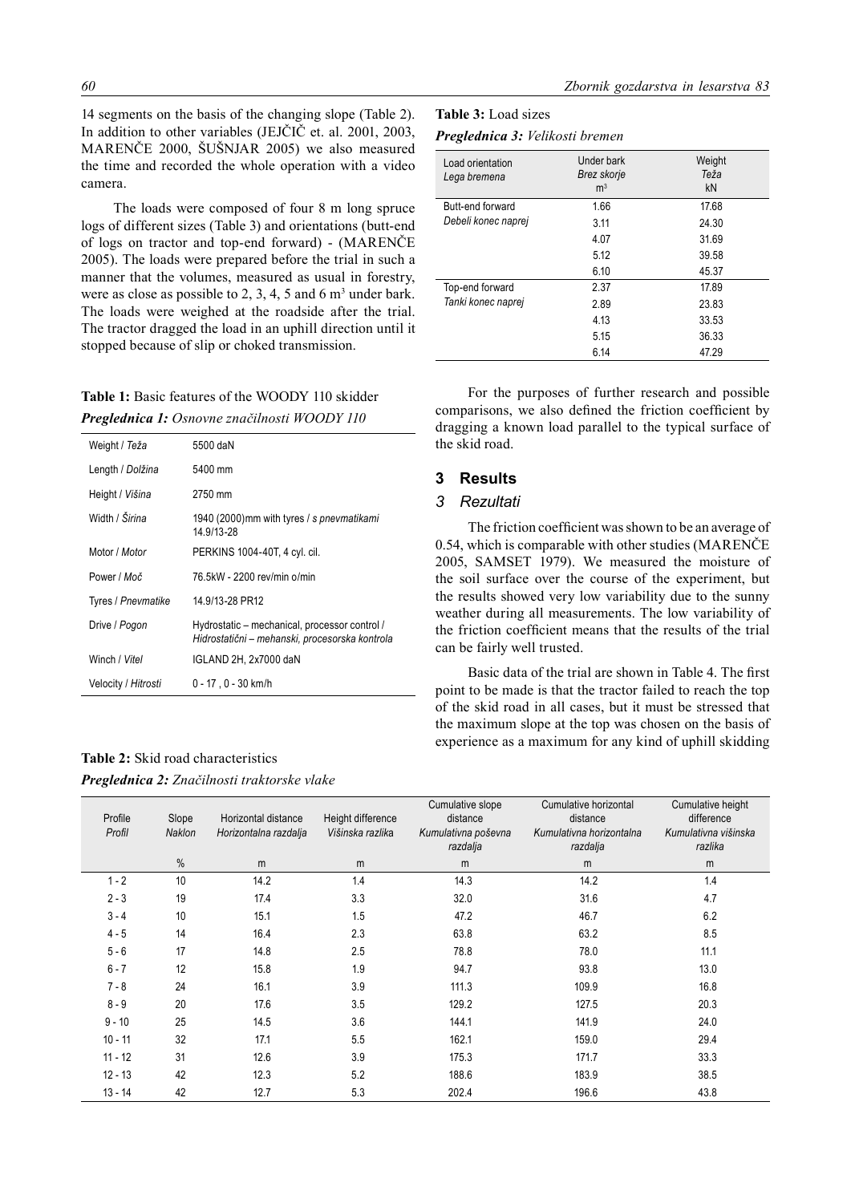14 segments on the basis of the changing slope (Table 2). In addition to other variables (JEJČIČ et. al. 2001, 2003, MARENČE 2000, ŠUŠNJAR 2005) we also measured the time and recorded the whole operation with a video camera.

The loads were composed of four 8 m long spruce logs of different sizes (Table 3) and orientations (butt-end of logs on tractor and top-end forward) - (MARENČE 2005). The loads were prepared before the trial in such a manner that the volumes, measured as usual in forestry, were as close as possible to 2, 3, 4, 5 and 6 m$^3$ under bark. The loads were weighed at the roadside after the trial. The tractor dragged the load in an uphill direction until it stopped because of slip or choked transmission.

**Table 1:** Basic features of the WOODY 110 skidder

***Preglednica 1:** Osnovne značilnosti WOODY 110*

| | |
|---|---|
| Weight / *Teža* | 5500 daN |
| Length / *Dolžina* | 5400 mm |
| Height / *Višina* | 2750 mm |
| Width / *Širina* | 1940 (2000)mm with tyres / *s pnevmatikami* 14.9/13-28 |
| Motor / *Motor* | PERKINS 1004-40T, 4 cyl. cil. |
| Power / *Moč* | 76.5kW - 2200 rev/min o/min |
| Tyres / *Pnevmatike* | 14.9/13-28 PR12 |
| Drive / *Pogon* | Hydrostatic – mechanical, processor control / *Hidrostatični – mehanski, procesorska kontrola* |
| Winch / *Vitel* | IGLAND 2H, 2x7000 daN |
| Velocity / *Hitrosti* | 0 - 17 , 0 - 30 km/h |

**Table 2:** Skid road characteristics

***Preglednica 2:** Značilnosti traktorske vlake*

| Profile *Profil* | Slope *Naklon* | Horizontal distance *Horizontalna razdalja* | Height difference *Višinska razlika* | Cumulative slope distance *Kumulativna poševna razdalja* | Cumulative horizontal distance *Kumulativna horizontalna razdalja* | Cumulative height difference *Kumulativna višinska razlika* |
|---|---|---|---|---|---|---|
| | % | m | m | m | m | m |
| 1 - 2 | 10 | 14.2 | 1.4 | 14.3 | 14.2 | 1.4 |
| 2 - 3 | 19 | 17.4 | 3.3 | 32.0 | 31.6 | 4.7 |
| 3 - 4 | 10 | 15.1 | 1.5 | 47.2 | 46.7 | 6.2 |
| 4 - 5 | 14 | 16.4 | 2.3 | 63.8 | 63.2 | 8.5 |
| 5 - 6 | 17 | 14.8 | 2.5 | 78.8 | 78.0 | 11.1 |
| 6 - 7 | 12 | 15.8 | 1.9 | 94.7 | 93.8 | 13.0 |
| 7 - 8 | 24 | 16.1 | 3.9 | 111.3 | 109.9 | 16.8 |
| 8 - 9 | 20 | 17.6 | 3.5 | 129.2 | 127.5 | 20.3 |
| 9 - 10 | 25 | 14.5 | 3.6 | 144.1 | 141.9 | 24.0 |
| 10 - 11 | 32 | 17.1 | 5.5 | 162.1 | 159.0 | 29.4 |
| 11 - 12 | 31 | 12.6 | 3.9 | 175.3 | 171.7 | 33.3 |
| 12 - 13 | 42 | 12.3 | 5.2 | 188.6 | 183.9 | 38.5 |
| 13 - 14 | 42 | 12.7 | 5.3 | 202.4 | 196.6 | 43.8 |

**Table 3:** Load sizes

***Preglednica 3:** Velikosti bremen*

| Load orientation *Lega bremena* | Under bark *Brez skorje* m$^3$ | Weight *Teža* kN |
|---|---|---|
| Butt-end forward *Debeli konec naprej* | 1.66 | 17.68 |
| | 3.11 | 24.30 |
| | 4.07 | 31.69 |
| | 5.12 | 39.58 |
| | 6.10 | 45.37 |
| Top-end forward *Tanki konec naprej* | 2.37 | 17.89 |
| | 2.89 | 23.83 |
| | 4.13 | 33.53 |
| | 5.15 | 36.33 |
| | 6.14 | 47.29 |

For the purposes of further research and possible comparisons, we also defined the friction coefficient by dragging a known load parallel to the typical surface of the skid road.

## 3 Results

## *3 Rezultati*

The friction coefficient was shown to be an average of 0.54, which is comparable with other studies (MARENČE 2005, SAMSET 1979). We measured the moisture of the soil surface over the course of the experiment, but the results showed very low variability due to the sunny weather during all measurements. The low variability of the friction coefficient means that the results of the trial can be fairly well trusted.

Basic data of the trial are shown in Table 4. The first point to be made is that the tractor failed to reach the top of the skid road in all cases, but it must be stressed that the maximum slope at the top was chosen on the basis of experience as a maximum for any kind of uphill skidding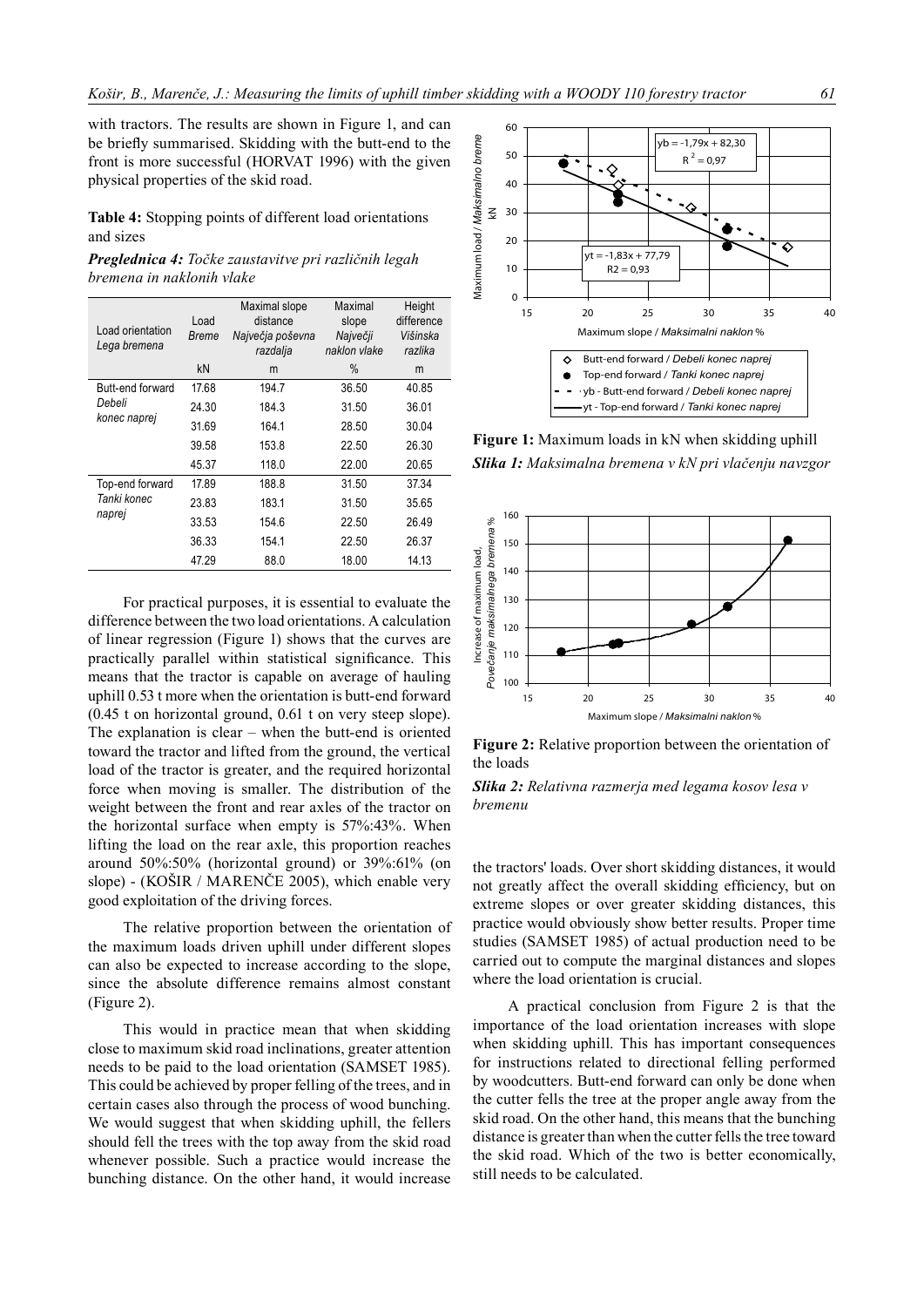with tractors. The results are shown in Figure 1, and can be briefly summarised. Skidding with the butt-end to the front is more successful (HORVAT 1996) with the given physical properties of the skid road.

**Table 4:** Stopping points of different load orientations and sizes

***Preglednica 4:*** *Točke zaustavitve pri različnih legah bremena in naklonih vlake*

| Load orientation *Lega bremena* | Load *Breme* | Maximal slope distance *Največja poševna razdalja* | Maximal slope *Največji naklon vlake* | Height difference *Višinska razlika* |
|---|---|---|---|---|
| | kN | m | % | m |
| Butt-end forward *Debeli konec naprej* | 17.68 | 194.7 | 36.50 | 40.85 |
| | 24.30 | 184.3 | 31.50 | 36.01 |
| | 31.69 | 164.1 | 28.50 | 30.04 |
| | 39.58 | 153.8 | 22.50 | 26.30 |
| | 45.37 | 118.0 | 22.00 | 20.65 |
| Top-end forward *Tanki konec naprej* | 17.89 | 188.8 | 31.50 | 37.34 |
| | 23.83 | 183.1 | 31.50 | 35.65 |
| | 33.53 | 154.6 | 22.50 | 26.49 |
| | 36.33 | 154.1 | 22.50 | 26.37 |
| | 47.29 | 88.0 | 18.00 | 14.13 |

For practical purposes, it is essential to evaluate the difference between the two load orientations. A calculation of linear regression (Figure 1) shows that the curves are practically parallel within statistical significance. This means that the tractor is capable on average of hauling uphill 0.53 t more when the orientation is butt-end forward (0.45 t on horizontal ground, 0.61 t on very steep slope). The explanation is clear – when the butt-end is oriented toward the tractor and lifted from the ground, the vertical load of the tractor is greater, and the required horizontal force when moving is smaller. The distribution of the weight between the front and rear axles of the tractor on the horizontal surface when empty is 57%:43%. When lifting the load on the rear axle, this proportion reaches around 50%:50% (horizontal ground) or 39%:61% (on slope) - (KOŠIR / MARENČE 2005), which enable very good exploitation of the driving forces.

The relative proportion between the orientation of the maximum loads driven uphill under different slopes can also be expected to increase according to the slope, since the absolute difference remains almost constant (Figure 2).

This would in practice mean that when skidding close to maximum skid road inclinations, greater attention needs to be paid to the load orientation (SAMSET 1985). This could be achieved by proper felling of the trees, and in certain cases also through the process of wood bunching. We would suggest that when skidding uphill, the fellers should fell the trees with the top away from the skid road whenever possible. Such a practice would increase the bunching distance. On the other hand, it would increase the tractors' loads. Over short skidding distances, it would not greatly affect the overall skidding efficiency, but on extreme slopes or over greater skidding distances, this practice would obviously show better results. Proper time studies (SAMSET 1985) of actual production need to be carried out to compute the marginal distances and slopes where the load orientation is crucial.

A practical conclusion from Figure 2 is that the importance of the load orientation increases with slope when skidding uphill. This has important consequences for instructions related to directional felling performed by woodcutters. Butt-end forward can only be done when the cutter fells the tree at the proper angle away from the skid road. On the other hand, this means that the bunching distance is greater than when the cutter fells the tree toward the skid road. Which of the two is better economically, still needs to be calculated.

$yb = -1{,}79x + 82{,}30$, $R^2 = 0{,}97$

$yt = -1{,}83x + 77{,}79$, $R2 = 0{,}93$

Butt-end forward / *Debeli konec naprej*; Top-end forward / *Tanki konec naprej*; yb - Butt-end forward / *Debeli konec naprej*; yt - Top-end forward / *Tanki konec naprej*

**Figure 1:** Maximum loads in kN when skidding uphill

***Slika 1:*** *Maksimalna bremena v kN pri vlačenju navzgor*

**Figure 2:** Relative proportion between the orientation of the loads

***Slika 2:*** *Relativna razmerja med legama kosov lesa v bremenu*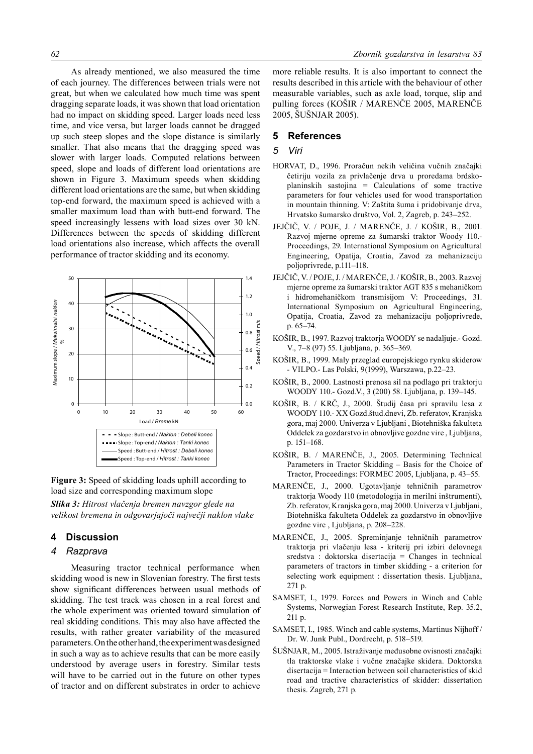As already mentioned, we also measured the time of each journey. The differences between trials were not great, but when we calculated how much time was spent dragging separate loads, it was shown that load orientation had no impact on skidding speed. Larger loads need less time, and vice versa, but larger loads cannot be dragged up such steep slopes and the slope distance is similarly smaller. That also means that the dragging speed was slower with larger loads. Computed relations between speed, slope and loads of different load orientations are shown in Figure 3. Maximum speeds when skidding different load orientations are the same, but when skidding top-end forward, the maximum speed is achieved with a smaller maximum load than with butt-end forward. The speed increasingly lessens with load sizes over 30 kN. Differences between the speeds of skidding different load orientations also increase, which affects the overall performance of tractor skidding and its economy.

Maximum slope / *Maksimalni naklon* %

Speed / *Hitrost* m/s

Load / *Breme* kN

0 10 20 30 40 50 60

0 10 20 30 40 50

0.0 0.2 0.4 0.6 0.8 1.0 1.2 1.4

Slope : Butt-end / *Naklon : Debeli konec*
Slope : Top-end / *Naklon : Tanki konec*
Speed : Butt-end / *Hitrost : Debeli konec*
Speed : Top-end / *Hitrost : Tanki konec*

**Figure 3:** Speed of skidding loads uphill according to load size and corresponding maximum slope

***Slika 3:*** *Hitrost vlačenja bremen navzgor glede na velikost bremena in odgovarjajoči največji naklon vlake*

## 4 Discussion

## *4 Razprava*

Measuring tractor technical performance when skidding wood is new in Slovenian forestry. The first tests show significant differences between usual methods of skidding. The test track was chosen in a real forest and the whole experiment was oriented toward simulation of real skidding conditions. This may also have affected the results, with rather greater variability of the measured parameters. On the other hand, the experiment was designed in such a way as to achieve results that can be more easily understood by average users in forestry. Similar tests will have to be carried out in the future on other types of tractor and on different substrates in order to achieve more reliable results. It is also important to connect the results described in this article with the behaviour of other measurable variables, such as axle load, torque, slip and pulling forces (KOŠIR / MARENČE 2005, MARENČE 2005, ŠUŠNJAR 2005).

## 5 References

## *5 Viri*

HORVAT, D., 1996. Proračun nekih veličina vučnih značajki četiriju vozila za privlačenje drva u proredama brdsko-planinskih sastojina = Calculations of some tractive parameters for four vehicles used for wood transportation in mountain thinning. V: Zaštita šuma i pridobivanje drva, Hrvatsko šumarsko društvo, Vol. 2, Zagreb, p. 243–252.

JEJČIČ, V. / POJE, J. / MARENČE, J. / KOŠIR, B., 2001. Razvoj mjerne opreme za šumarski traktor Woody 110.- Proceedings, 29. International Symposium on Agricultural Engineering, Opatija, Croatia, Zavod za mehanizaciju poljoprivrede, p.111–118.

JEJČIČ, V. / POJE, J. / MARENČE, J. / KOŠIR, B., 2003. Razvoj mjerne opreme za šumarski traktor AGT 835 s mehaničkom i hidromehaničkom transmisijom V: Proceedings, 31. International Symposium on Agricultural Engineering, Opatija, Croatia, Zavod za mehanizaciju poljoprivrede, p. 65–74.

KOŠIR, B., 1997. Razvoj traktorja WOODY se nadaljuje.- Gozd. V., 7–8 (97) 55. Ljubljana, p. 365–369.

KOŠIR, B., 1999. Maly przeglad europejskiego rynku skiderow - VILPO.- Las Polski, 9(1999), Warszawa, p.22–23.

KOŠIR, B., 2000. Lastnosti prenosa sil na podlago pri traktorju WOODY 110.- Gozd.V., 3 (200) 58. Ljubljana, p. 139–145.

KOŠIR, B. / KRČ, J., 2000. Študij časa pri spravilu lesa z WOODY 110.- XX Gozd.štud.dnevi, Zb. referatov, Kranjska gora, maj 2000. Univerza v Ljubljani , Biotehniška fakulteta Oddelek za gozdarstvo in obnovljive gozdne vire , Ljubljana, p. 151–168.

KOŠIR, B. / MARENČE, J., 2005. Determining Technical Parameters in Tractor Skidding – Basis for the Choice of Tractor, Proceedings: FORMEC 2005, Ljubljana, p. 43–55.

MARENČE, J., 2000. Ugotavljanje tehničnih parametrov traktorja Woody 110 (metodologija in merilni inštrumenti), Zb. referatov, Kranjska gora, maj 2000. Univerza v Ljubljani, Biotehniška fakulteta Oddelek za gozdarstvo in obnovljive gozdne vire , Ljubljana, p. 208–228.

MARENČE, J., 2005. Spreminjanje tehničnih parametrov traktorja pri vlačenju lesa - kriterij pri izbiri delovnega sredstva : doktorska disertacija = Changes in technical parameters of tractors in timber skidding - a criterion for selecting work equipment : dissertation thesis. Ljubljana, 271 p.

SAMSET, I., 1979. Forces and Powers in Winch and Cable Systems, Norwegian Forest Research Institute, Rep. 35.2, 211 p.

SAMSET, I., 1985. Winch and cable systems, Martinus Nijhoff / Dr. W. Junk Publ., Dordrecht, p. 518–519.

ŠUŠNJAR, M., 2005. Istraživanje međusobne ovisnosti značajki tla traktorske vlake i vučne značajke skidera. Doktorska disertacija = Interaction between soil characteristics of skid road and tractive characteristics of skidder: dissertation thesis. Zagreb, 271 p.